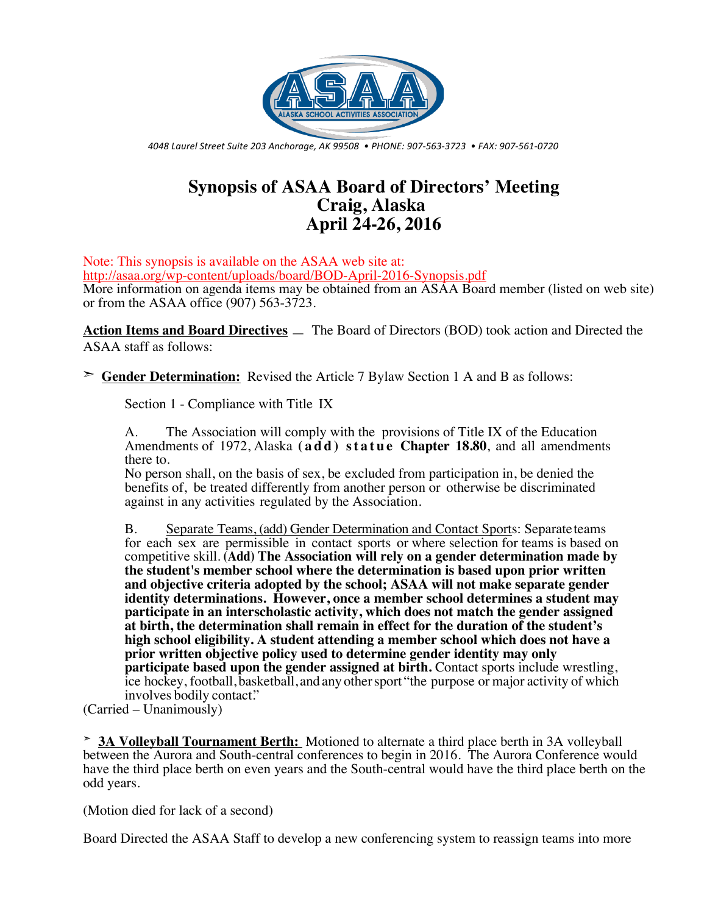4048 Laurel Street Suite 203 Anchorage, AK 99508 • PHONE: 907-563-3723 • FAX: 907-561-0720

# Synopsis of ASAA Board of Directors' Meeting
# Craig, Alaska
# April 24-26, 2016

Note: This synopsis is available on the ASAA web site at:
http://asaa.org/wp-content/uploads/board/BOD-April-2016-Synopsis.pdf
More information on agenda items may be obtained from an ASAA Board member (listed on web site) or from the ASAA office (907) 563-3723.

<u>**Action Items and Board Directives**</u> – The Board of Directors (BOD) took action and Directed the ASAA staff as follows:

➢ <u>**Gender Determination:**</u> Revised the Article 7 Bylaw Section 1 A and B as follows:

Section 1 - Compliance with Title IX

A. The Association will comply with the provisions of Title IX of the Education Amendments of 1972, Alaska **(add) statue Chapter 18.80**, and all amendments there to.
No person shall, on the basis of sex, be excluded from participation in, be denied the benefits of, be treated differently from another person or otherwise be discriminated against in any activities regulated by the Association.

B. <u>Separate Teams, (add) Gender Determination and Contact Sports</u>: Separate teams for each sex are permissible in contact sports or where selection for teams is based on competitive skill. (**Add**) **The Association will rely on a gender determination made by the student's member school where the determination is based upon prior written and objective criteria adopted by the school; ASAA will not make separate gender identity determinations. However, once a member school determines a student may participate in an interscholastic activity, which does not match the gender assigned at birth, the determination shall remain in effect for the duration of the student's high school eligibility. A student attending a member school which does not have a prior written objective policy used to determine gender identity may only participate based upon the gender assigned at birth.** Contact sports include wrestling, ice hockey, football, basketball, and any other sport "the purpose or major activity of which involves bodily contact."

(Carried – Unanimously)

➢ <u>**3A Volleyball Tournament Berth:**</u> Motioned to alternate a third place berth in 3A volleyball between the Aurora and South-central conferences to begin in 2016. The Aurora Conference would have the third place berth on even years and the South-central would have the third place berth on the odd years.

(Motion died for lack of a second)

Board Directed the ASAA Staff to develop a new conferencing system to reassign teams into more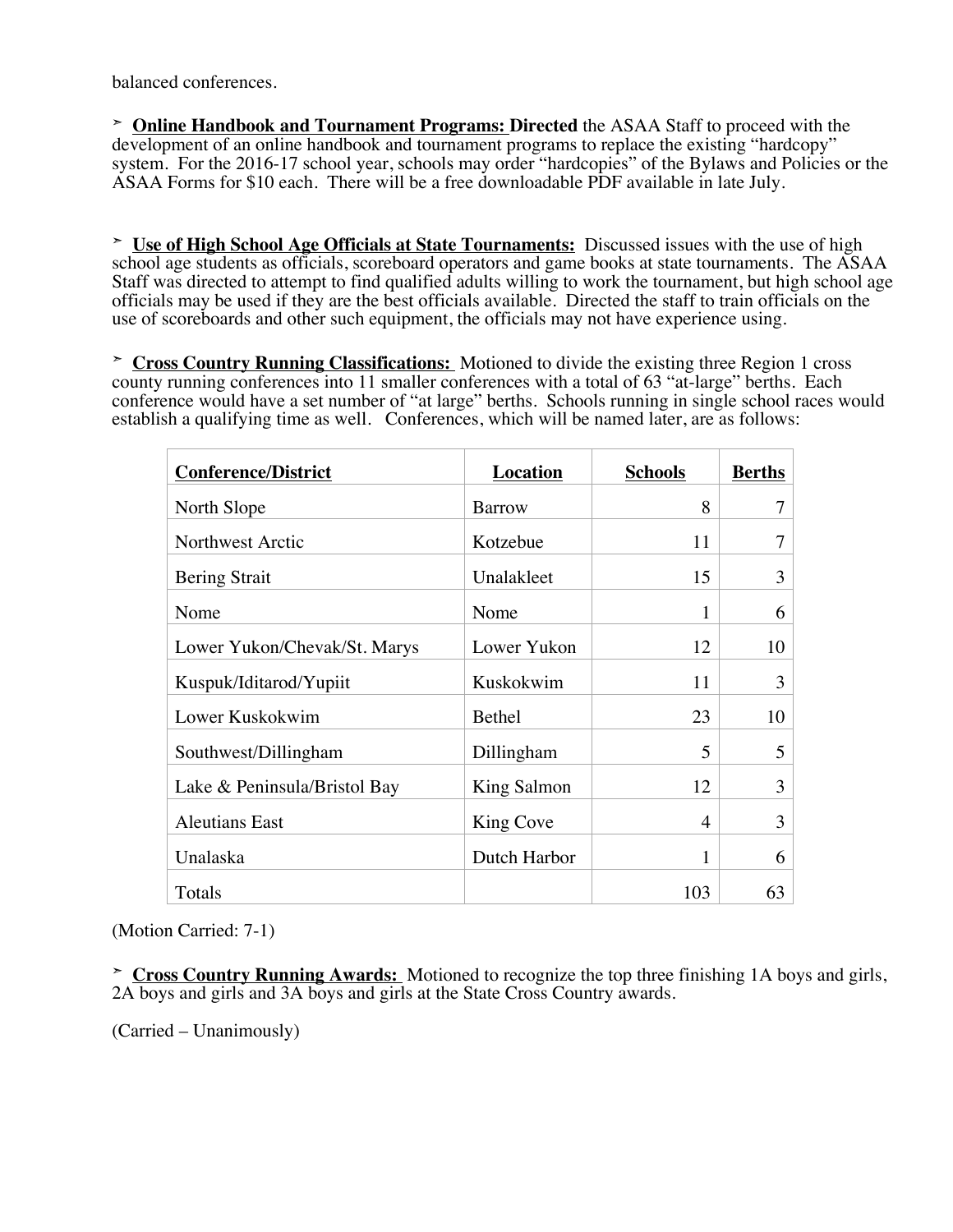balanced conferences.

➢ **Online Handbook and Tournament Programs: Directed** the ASAA Staff to proceed with the development of an online handbook and tournament programs to replace the existing "hardcopy" system. For the 2016-17 school year, schools may order "hardcopies" of the Bylaws and Policies or the ASAA Forms for $10 each. There will be a free downloadable PDF available in late July.

➢ **Use of High School Age Officials at State Tournaments:** Discussed issues with the use of high school age students as officials, scoreboard operators and game books at state tournaments. The ASAA Staff was directed to attempt to find qualified adults willing to work the tournament, but high school age officials may be used if they are the best officials available. Directed the staff to train officials on the use of scoreboards and other such equipment, the officials may not have experience using.

➢ **Cross Country Running Classifications:** Motioned to divide the existing three Region 1 cross county running conferences into 11 smaller conferences with a total of 63 "at-large" berths. Each conference would have a set number of "at large" berths. Schools running in single school races would establish a qualifying time as well. Conferences, which will be named later, are as follows:

| Conference/District | Location | Schools | Berths |
|---|---|---|---|
| North Slope | Barrow | 8 | 7 |
| Northwest Arctic | Kotzebue | 11 | 7 |
| Bering Strait | Unalakleet | 15 | 3 |
| Nome | Nome | 1 | 6 |
| Lower Yukon/Chevak/St. Marys | Lower Yukon | 12 | 10 |
| Kuspuk/Iditarod/Yupiit | Kuskokwim | 11 | 3 |
| Lower Kuskokwim | Bethel | 23 | 10 |
| Southwest/Dillingham | Dillingham | 5 | 5 |
| Lake & Peninsula/Bristol Bay | King Salmon | 12 | 3 |
| Aleutians East | King Cove | 4 | 3 |
| Unalaska | Dutch Harbor | 1 | 6 |
| Totals | | 103 | 63 |

(Motion Carried: 7-1)

➢ **Cross Country Running Awards:** Motioned to recognize the top three finishing 1A boys and girls, 2A boys and girls and 3A boys and girls at the State Cross Country awards.

(Carried – Unanimously)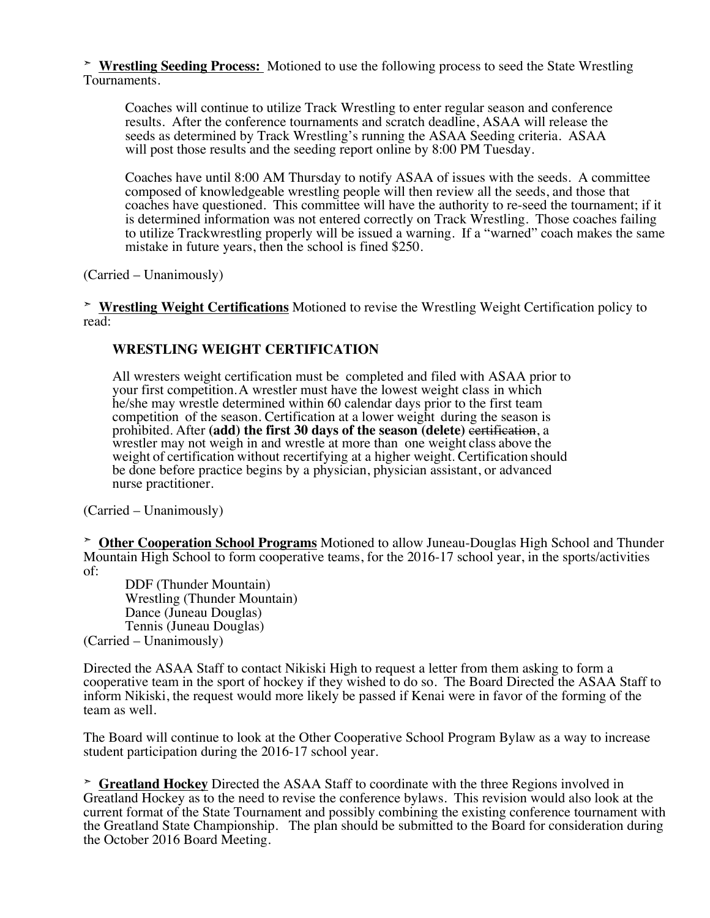➢ **<u>Wrestling Seeding Process:</u>** Motioned to use the following process to seed the State Wrestling Tournaments.

> Coaches will continue to utilize Track Wrestling to enter regular season and conference results. After the conference tournaments and scratch deadline, ASAA will release the seeds as determined by Track Wrestling's running the ASAA Seeding criteria. ASAA will post those results and the seeding report online by 8:00 PM Tuesday.
>
> Coaches have until 8:00 AM Thursday to notify ASAA of issues with the seeds. A committee composed of knowledgeable wrestling people will then review all the seeds, and those that coaches have questioned. This committee will have the authority to re-seed the tournament; if it is determined information was not entered correctly on Track Wrestling. Those coaches failing to utilize Trackwrestling properly will be issued a warning. If a "warned" coach makes the same mistake in future years, then the school is fined $250.

(Carried – Unanimously)

➢ **<u>Wrestling Weight Certifications</u>** Motioned to revise the Wrestling Weight Certification policy to read:

> **WRESTLING WEIGHT CERTIFICATION**
>
> All wresters weight certification must be completed and filed with ASAA prior to your first competition. A wrestler must have the lowest weight class in which he/she may wrestle determined within 60 calendar days prior to the first team competition of the season. Certification at a lower weight during the season is prohibited. After **(add) the first 30 days of the season (delete)** ~~certification~~, a wrestler may not weigh in and wrestle at more than one weight class above the weight of certification without recertifying at a higher weight. Certification should be done before practice begins by a physician, physician assistant, or advanced nurse practitioner.

(Carried – Unanimously)

➢ **<u>Other Cooperation School Programs</u>** Motioned to allow Juneau-Douglas High School and Thunder Mountain High School to form cooperative teams, for the 2016-17 school year, in the sports/activities of:

> DDF (Thunder Mountain)
> Wrestling (Thunder Mountain)
> Dance (Juneau Douglas)
> Tennis (Juneau Douglas)

(Carried – Unanimously)

Directed the ASAA Staff to contact Nikiski High to request a letter from them asking to form a cooperative team in the sport of hockey if they wished to do so. The Board Directed the ASAA Staff to inform Nikiski, the request would more likely be passed if Kenai were in favor of the forming of the team as well.

The Board will continue to look at the Other Cooperative School Program Bylaw as a way to increase student participation during the 2016-17 school year.

➢ **<u>Greatland Hockey</u>** Directed the ASAA Staff to coordinate with the three Regions involved in Greatland Hockey as to the need to revise the conference bylaws. This revision would also look at the current format of the State Tournament and possibly combining the existing conference tournament with the Greatland State Championship. The plan should be submitted to the Board for consideration during the October 2016 Board Meeting.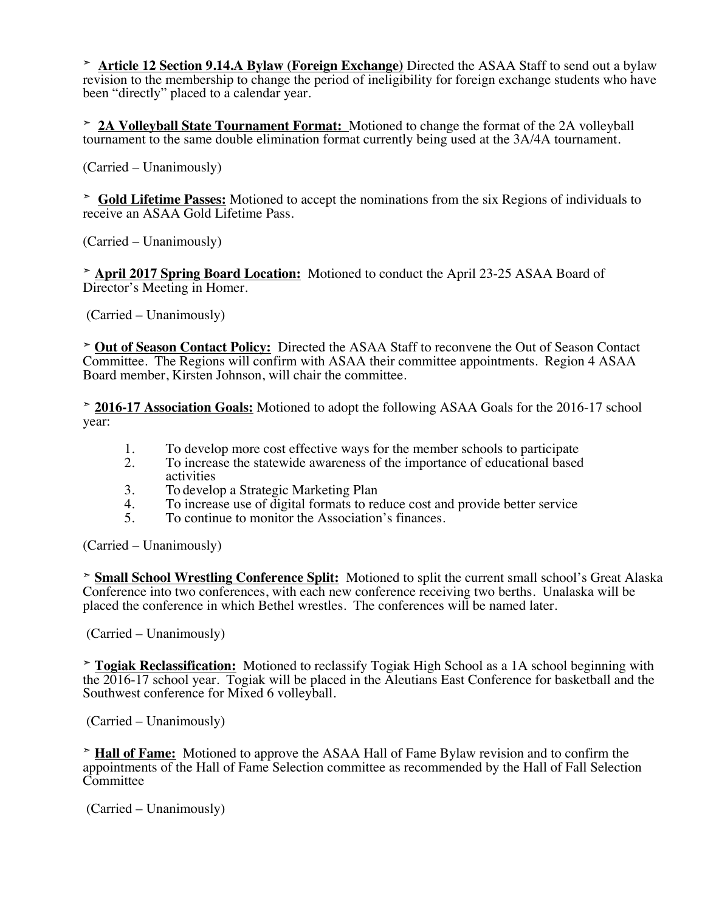➢ **Article 12 Section 9.14.A Bylaw (Foreign Exchange)** Directed the ASAA Staff to send out a bylaw revision to the membership to change the period of ineligibility for foreign exchange students who have been "directly" placed to a calendar year.

➢ **2A Volleyball State Tournament Format:** Motioned to change the format of the 2A volleyball tournament to the same double elimination format currently being used at the 3A/4A tournament.

(Carried – Unanimously)

➢ **Gold Lifetime Passes:** Motioned to accept the nominations from the six Regions of individuals to receive an ASAA Gold Lifetime Pass.

(Carried – Unanimously)

➢ **April 2017 Spring Board Location:** Motioned to conduct the April 23-25 ASAA Board of Director's Meeting in Homer.

(Carried – Unanimously)

➢ **Out of Season Contact Policy:** Directed the ASAA Staff to reconvene the Out of Season Contact Committee. The Regions will confirm with ASAA their committee appointments. Region 4 ASAA Board member, Kirsten Johnson, will chair the committee.

➢ **2016-17 Association Goals:** Motioned to adopt the following ASAA Goals for the 2016-17 school year:

1. To develop more cost effective ways for the member schools to participate
2. To increase the statewide awareness of the importance of educational based activities
3. To develop a Strategic Marketing Plan
4. To increase use of digital formats to reduce cost and provide better service
5. To continue to monitor the Association's finances.

(Carried – Unanimously)

➢ **Small School Wrestling Conference Split:** Motioned to split the current small school's Great Alaska Conference into two conferences, with each new conference receiving two berths. Unalaska will be placed the conference in which Bethel wrestles. The conferences will be named later.

(Carried – Unanimously)

➢ **Togiak Reclassification:** Motioned to reclassify Togiak High School as a 1A school beginning with the 2016-17 school year. Togiak will be placed in the Aleutians East Conference for basketball and the Southwest conference for Mixed 6 volleyball.

(Carried – Unanimously)

➢ **Hall of Fame:** Motioned to approve the ASAA Hall of Fame Bylaw revision and to confirm the appointments of the Hall of Fame Selection committee as recommended by the Hall of Fall Selection Committee

(Carried – Unanimously)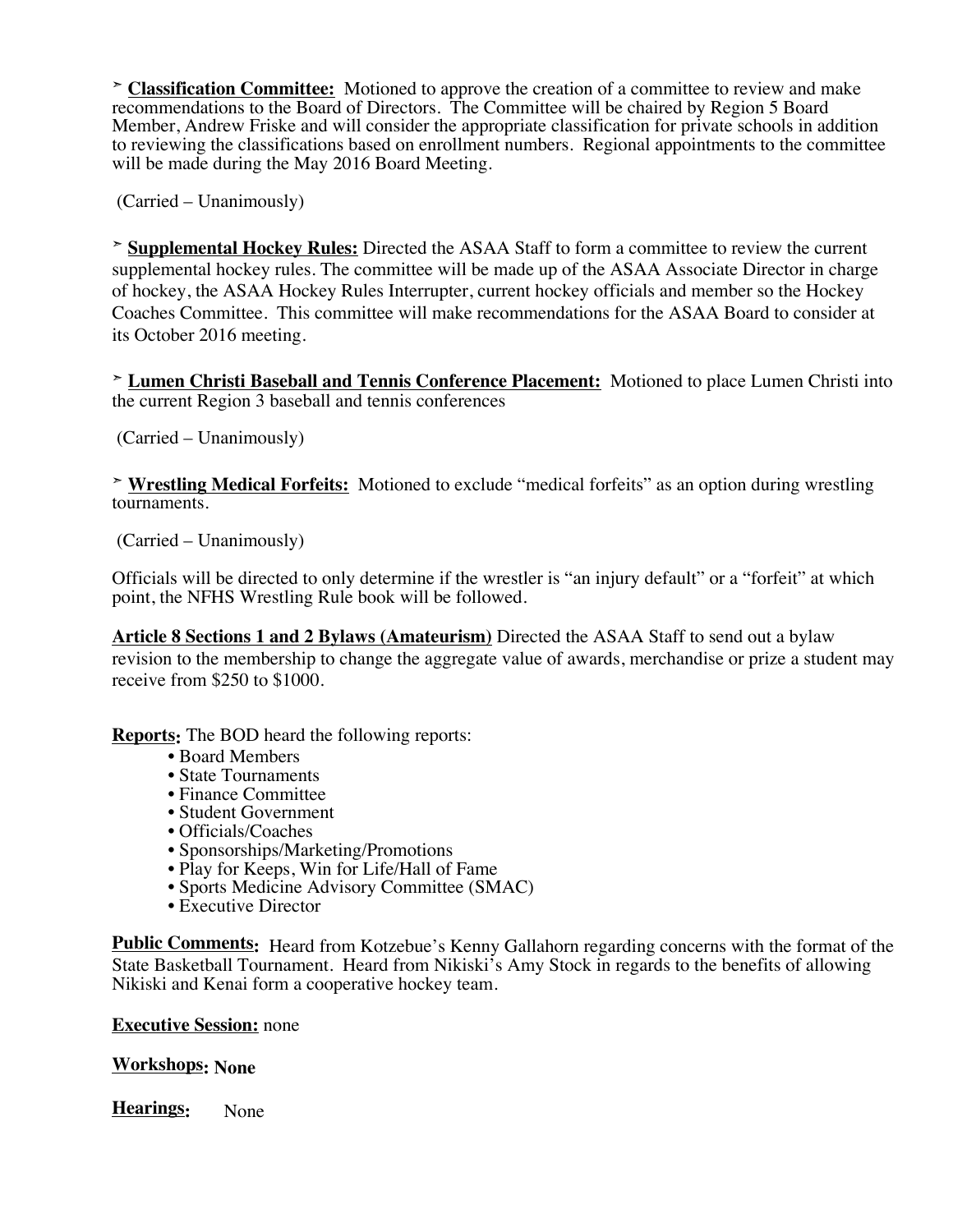➢ **Classification Committee:** Motioned to approve the creation of a committee to review and make recommendations to the Board of Directors. The Committee will be chaired by Region 5 Board Member, Andrew Friske and will consider the appropriate classification for private schools in addition to reviewing the classifications based on enrollment numbers. Regional appointments to the committee will be made during the May 2016 Board Meeting.

(Carried – Unanimously)

➢ **Supplemental Hockey Rules:** Directed the ASAA Staff to form a committee to review the current supplemental hockey rules. The committee will be made up of the ASAA Associate Director in charge of hockey, the ASAA Hockey Rules Interrupter, current hockey officials and member so the Hockey Coaches Committee. This committee will make recommendations for the ASAA Board to consider at its October 2016 meeting.

➢ **Lumen Christi Baseball and Tennis Conference Placement:** Motioned to place Lumen Christi into the current Region 3 baseball and tennis conferences

(Carried – Unanimously)

➢ **Wrestling Medical Forfeits:** Motioned to exclude "medical forfeits" as an option during wrestling tournaments.

(Carried – Unanimously)

Officials will be directed to only determine if the wrestler is "an injury default" or a "forfeit" at which point, the NFHS Wrestling Rule book will be followed.

**Article 8 Sections 1 and 2 Bylaws (Amateurism)** Directed the ASAA Staff to send out a bylaw revision to the membership to change the aggregate value of awards, merchandise or prize a student may receive from $250 to $1000.

**Reports:** The BOD heard the following reports:

- Board Members
- State Tournaments
- Finance Committee
- Student Government
- Officials/Coaches
- Sponsorships/Marketing/Promotions
- Play for Keeps, Win for Life/Hall of Fame
- Sports Medicine Advisory Committee (SMAC)
- Executive Director

**Public Comments:** Heard from Kotzebue's Kenny Gallahorn regarding concerns with the format of the State Basketball Tournament. Heard from Nikiski's Amy Stock in regards to the benefits of allowing Nikiski and Kenai form a cooperative hockey team.

**Executive Session:** none

**Workshops: None**

**Hearings:** None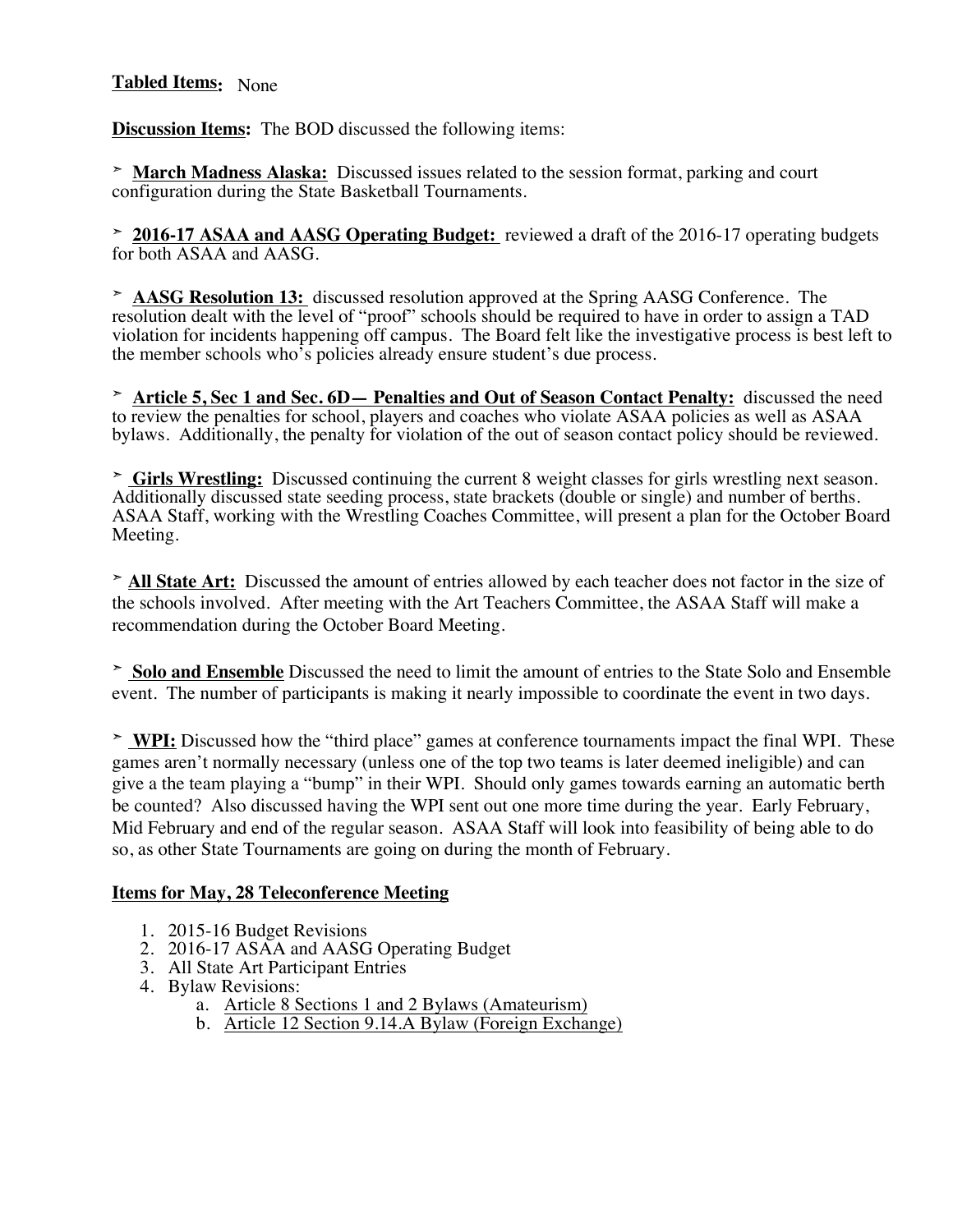**Tabled Items:** None

**Discussion Items:** The BOD discussed the following items:

➢ **March Madness Alaska:** Discussed issues related to the session format, parking and court configuration during the State Basketball Tournaments.

➢ **2016-17 ASAA and AASG Operating Budget:** reviewed a draft of the 2016-17 operating budgets for both ASAA and AASG.

➢ **AASG Resolution 13:** discussed resolution approved at the Spring AASG Conference. The resolution dealt with the level of "proof" schools should be required to have in order to assign a TAD violation for incidents happening off campus. The Board felt like the investigative process is best left to the member schools who's policies already ensure student's due process.

➢ **Article 5, Sec 1 and Sec. 6D— Penalties and Out of Season Contact Penalty:** discussed the need to review the penalties for school, players and coaches who violate ASAA policies as well as ASAA bylaws. Additionally, the penalty for violation of the out of season contact policy should be reviewed.

➢ **Girls Wrestling:** Discussed continuing the current 8 weight classes for girls wrestling next season. Additionally discussed state seeding process, state brackets (double or single) and number of berths. ASAA Staff, working with the Wrestling Coaches Committee, will present a plan for the October Board Meeting.

➢ **All State Art:** Discussed the amount of entries allowed by each teacher does not factor in the size of the schools involved. After meeting with the Art Teachers Committee, the ASAA Staff will make a recommendation during the October Board Meeting.

➢ **Solo and Ensemble** Discussed the need to limit the amount of entries to the State Solo and Ensemble event. The number of participants is making it nearly impossible to coordinate the event in two days.

➢ **WPI:** Discussed how the "third place" games at conference tournaments impact the final WPI. These games aren't normally necessary (unless one of the top two teams is later deemed ineligible) and can give a the team playing a "bump" in their WPI. Should only games towards earning an automatic berth be counted? Also discussed having the WPI sent out one more time during the year. Early February, Mid February and end of the regular season. ASAA Staff will look into feasibility of being able to do so, as other State Tournaments are going on during the month of February.

**Items for May, 28 Teleconference Meeting**

1. 2015-16 Budget Revisions
2. 2016-17 ASAA and AASG Operating Budget
3. All State Art Participant Entries
4. Bylaw Revisions:
   a. Article 8 Sections 1 and 2 Bylaws (Amateurism)
   b. Article 12 Section 9.14.A Bylaw (Foreign Exchange)